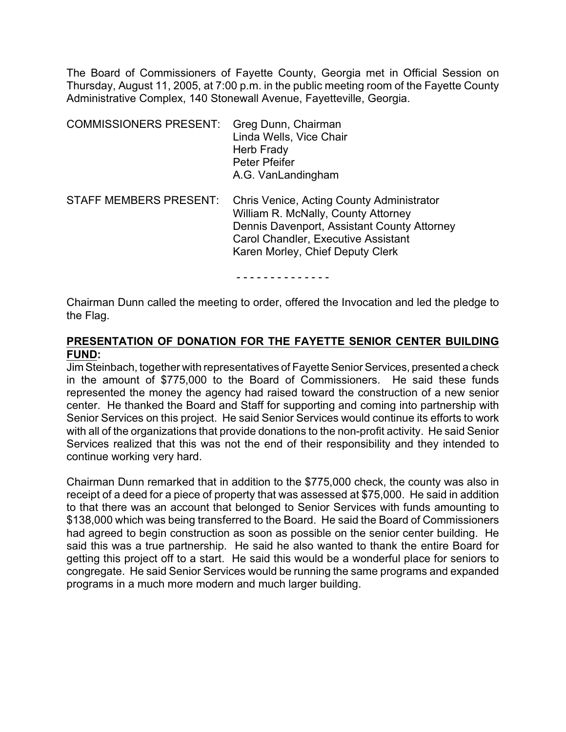The Board of Commissioners of Fayette County, Georgia met in Official Session on Thursday, August 11, 2005, at 7:00 p.m. in the public meeting room of the Fayette County Administrative Complex, 140 Stonewall Avenue, Fayetteville, Georgia.

COMMISSIONERS PRESENT: Greg Dunn, Chairman
Linda Wells, Vice Chair
Herb Frady
Peter Pfeifer
A.G. VanLandingham

STAFF MEMBERS PRESENT: Chris Venice, Acting County Administrator
William R. McNally, County Attorney
Dennis Davenport, Assistant County Attorney
Carol Chandler, Executive Assistant
Karen Morley, Chief Deputy Clerk

- - - - - - - - - - - - - -

Chairman Dunn called the meeting to order, offered the Invocation and led the pledge to the Flag.

**PRESENTATION OF DONATION FOR THE FAYETTE SENIOR CENTER BUILDING FUND:**

Jim Steinbach, together with representatives of Fayette Senior Services, presented a check in the amount of $775,000 to the Board of Commissioners. He said these funds represented the money the agency had raised toward the construction of a new senior center. He thanked the Board and Staff for supporting and coming into partnership with Senior Services on this project. He said Senior Services would continue its efforts to work with all of the organizations that provide donations to the non-profit activity. He said Senior Services realized that this was not the end of their responsibility and they intended to continue working very hard.

Chairman Dunn remarked that in addition to the $775,000 check, the county was also in receipt of a deed for a piece of property that was assessed at $75,000. He said in addition to that there was an account that belonged to Senior Services with funds amounting to $138,000 which was being transferred to the Board. He said the Board of Commissioners had agreed to begin construction as soon as possible on the senior center building. He said this was a true partnership. He said he also wanted to thank the entire Board for getting this project off to a start. He said this would be a wonderful place for seniors to congregate. He said Senior Services would be running the same programs and expanded programs in a much more modern and much larger building.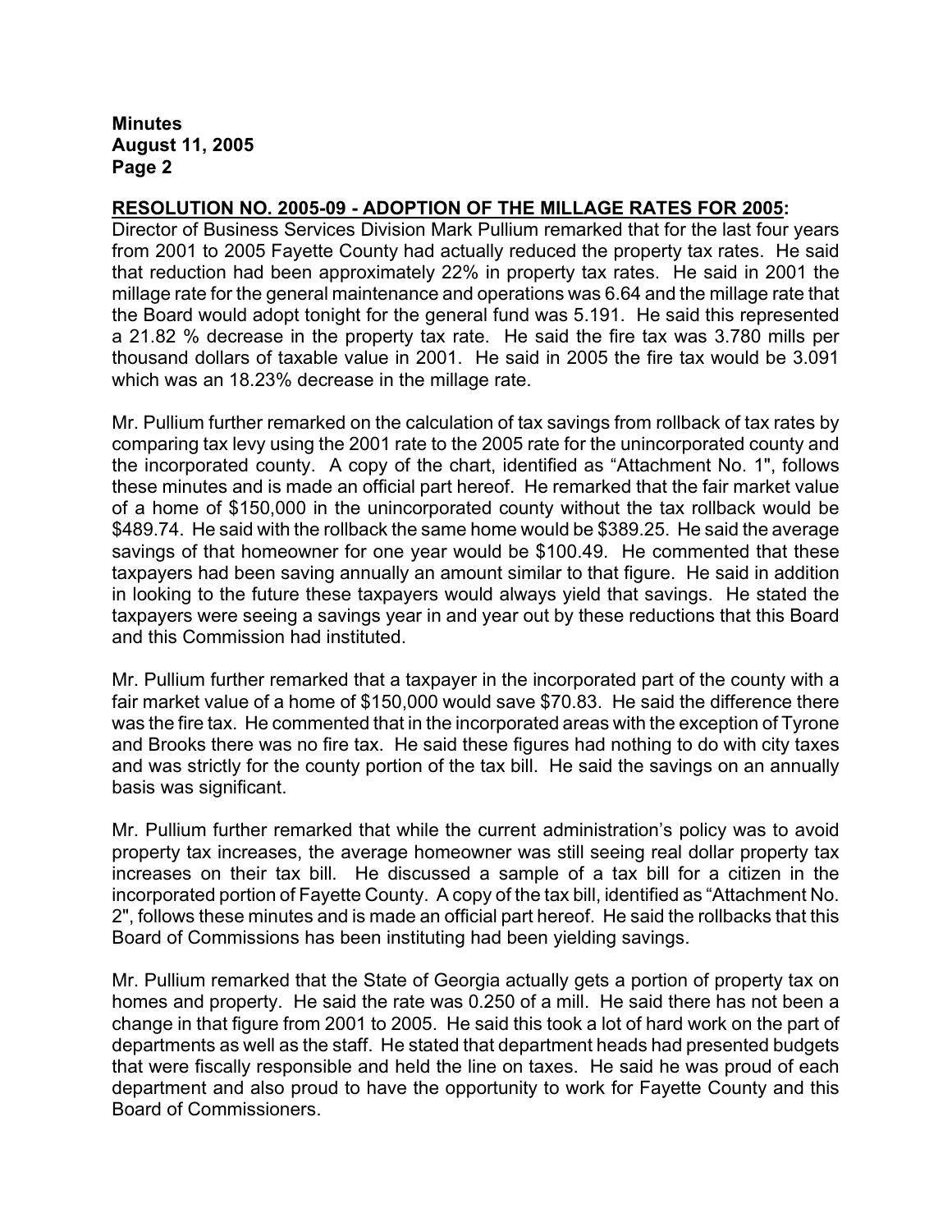**RESOLUTION NO. 2005-09 - ADOPTION OF THE MILLAGE RATES FOR 2005:**
Director of Business Services Division Mark Pullium remarked that for the last four years from 2001 to 2005 Fayette County had actually reduced the property tax rates. He said that reduction had been approximately 22% in property tax rates. He said in 2001 the millage rate for the general maintenance and operations was 6.64 and the millage rate that the Board would adopt tonight for the general fund was 5.191. He said this represented a 21.82 % decrease in the property tax rate. He said the fire tax was 3.780 mills per thousand dollars of taxable value in 2001. He said in 2005 the fire tax would be 3.091 which was an 18.23% decrease in the millage rate.

Mr. Pullium further remarked on the calculation of tax savings from rollback of tax rates by comparing tax levy using the 2001 rate to the 2005 rate for the unincorporated county and the incorporated county. A copy of the chart, identified as "Attachment No. 1", follows these minutes and is made an official part hereof. He remarked that the fair market value of a home of $150,000 in the unincorporated county without the tax rollback would be $489.74. He said with the rollback the same home would be $389.25. He said the average savings of that homeowner for one year would be $100.49. He commented that these taxpayers had been saving annually an amount similar to that figure. He said in addition in looking to the future these taxpayers would always yield that savings. He stated the taxpayers were seeing a savings year in and year out by these reductions that this Board and this Commission had instituted.

Mr. Pullium further remarked that a taxpayer in the incorporated part of the county with a fair market value of a home of $150,000 would save $70.83. He said the difference there was the fire tax. He commented that in the incorporated areas with the exception of Tyrone and Brooks there was no fire tax. He said these figures had nothing to do with city taxes and was strictly for the county portion of the tax bill. He said the savings on an annually basis was significant.

Mr. Pullium further remarked that while the current administration's policy was to avoid property tax increases, the average homeowner was still seeing real dollar property tax increases on their tax bill. He discussed a sample of a tax bill for a citizen in the incorporated portion of Fayette County. A copy of the tax bill, identified as "Attachment No. 2", follows these minutes and is made an official part hereof. He said the rollbacks that this Board of Commissions has been instituting had been yielding savings.

Mr. Pullium remarked that the State of Georgia actually gets a portion of property tax on homes and property. He said the rate was 0.250 of a mill. He said there has not been a change in that figure from 2001 to 2005. He said this took a lot of hard work on the part of departments as well as the staff. He stated that department heads had presented budgets that were fiscally responsible and held the line on taxes. He said he was proud of each department and also proud to have the opportunity to work for Fayette County and this Board of Commissioners.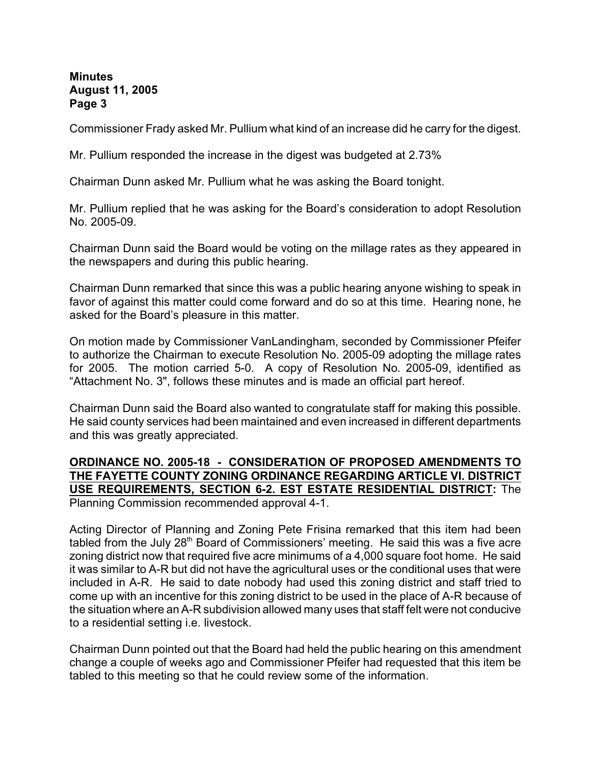Commissioner Frady asked Mr. Pullium what kind of an increase did he carry for the digest.

Mr. Pullium responded the increase in the digest was budgeted at 2.73%

Chairman Dunn asked Mr. Pullium what he was asking the Board tonight.

Mr. Pullium replied that he was asking for the Board's consideration to adopt Resolution No. 2005-09.

Chairman Dunn said the Board would be voting on the millage rates as they appeared in the newspapers and during this public hearing.

Chairman Dunn remarked that since this was a public hearing anyone wishing to speak in favor of against this matter could come forward and do so at this time. Hearing none, he asked for the Board's pleasure in this matter.

On motion made by Commissioner VanLandingham, seconded by Commissioner Pfeifer to authorize the Chairman to execute Resolution No. 2005-09 adopting the millage rates for 2005. The motion carried 5-0. A copy of Resolution No. 2005-09, identified as "Attachment No. 3", follows these minutes and is made an official part hereof.

Chairman Dunn said the Board also wanted to congratulate staff for making this possible. He said county services had been maintained and even increased in different departments and this was greatly appreciated.

**ORDINANCE NO. 2005-18 - CONSIDERATION OF PROPOSED AMENDMENTS TO THE FAYETTE COUNTY ZONING ORDINANCE REGARDING ARTICLE VI. DISTRICT USE REQUIREMENTS, SECTION 6-2. EST ESTATE RESIDENTIAL DISTRICT:** The Planning Commission recommended approval 4-1.

Acting Director of Planning and Zoning Pete Frisina remarked that this item had been tabled from the July 28th Board of Commissioners' meeting. He said this was a five acre zoning district now that required five acre minimums of a 4,000 square foot home. He said it was similar to A-R but did not have the agricultural uses or the conditional uses that were included in A-R. He said to date nobody had used this zoning district and staff tried to come up with an incentive for this zoning district to be used in the place of A-R because of the situation where an A-R subdivision allowed many uses that staff felt were not conducive to a residential setting i.e. livestock.

Chairman Dunn pointed out that the Board had held the public hearing on this amendment change a couple of weeks ago and Commissioner Pfeifer had requested that this item be tabled to this meeting so that he could review some of the information.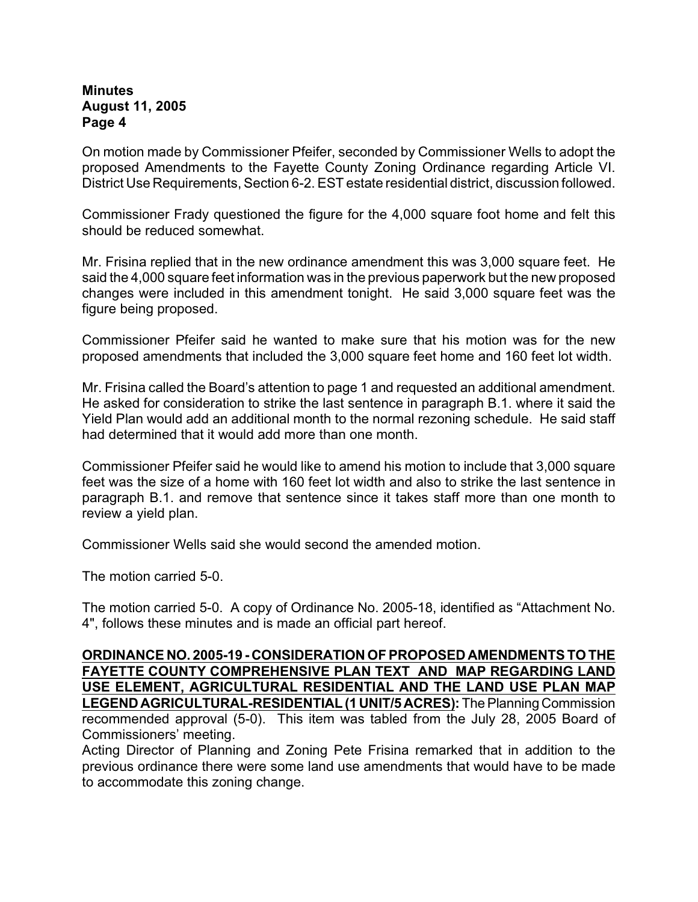On motion made by Commissioner Pfeifer, seconded by Commissioner Wells to adopt the proposed Amendments to the Fayette County Zoning Ordinance regarding Article VI. District Use Requirements, Section 6-2. EST estate residential district, discussion followed.

Commissioner Frady questioned the figure for the 4,000 square foot home and felt this should be reduced somewhat.

Mr. Frisina replied that in the new ordinance amendment this was 3,000 square feet. He said the 4,000 square feet information was in the previous paperwork but the new proposed changes were included in this amendment tonight. He said 3,000 square feet was the figure being proposed.

Commissioner Pfeifer said he wanted to make sure that his motion was for the new proposed amendments that included the 3,000 square feet home and 160 feet lot width.

Mr. Frisina called the Board's attention to page 1 and requested an additional amendment. He asked for consideration to strike the last sentence in paragraph B.1. where it said the Yield Plan would add an additional month to the normal rezoning schedule. He said staff had determined that it would add more than one month.

Commissioner Pfeifer said he would like to amend his motion to include that 3,000 square feet was the size of a home with 160 feet lot width and also to strike the last sentence in paragraph B.1. and remove that sentence since it takes staff more than one month to review a yield plan.

Commissioner Wells said she would second the amended motion.

The motion carried 5-0.

The motion carried 5-0. A copy of Ordinance No. 2005-18, identified as "Attachment No. 4", follows these minutes and is made an official part hereof.

**ORDINANCE NO. 2005-19 - CONSIDERATION OF PROPOSED AMENDMENTS TO THE FAYETTE COUNTY COMPREHENSIVE PLAN TEXT AND MAP REGARDING LAND USE ELEMENT, AGRICULTURAL RESIDENTIAL AND THE LAND USE PLAN MAP LEGEND AGRICULTURAL-RESIDENTIAL (1 UNIT/5 ACRES):** The Planning Commission recommended approval (5-0). This item was tabled from the July 28, 2005 Board of Commissioners' meeting.

Acting Director of Planning and Zoning Pete Frisina remarked that in addition to the previous ordinance there were some land use amendments that would have to be made to accommodate this zoning change.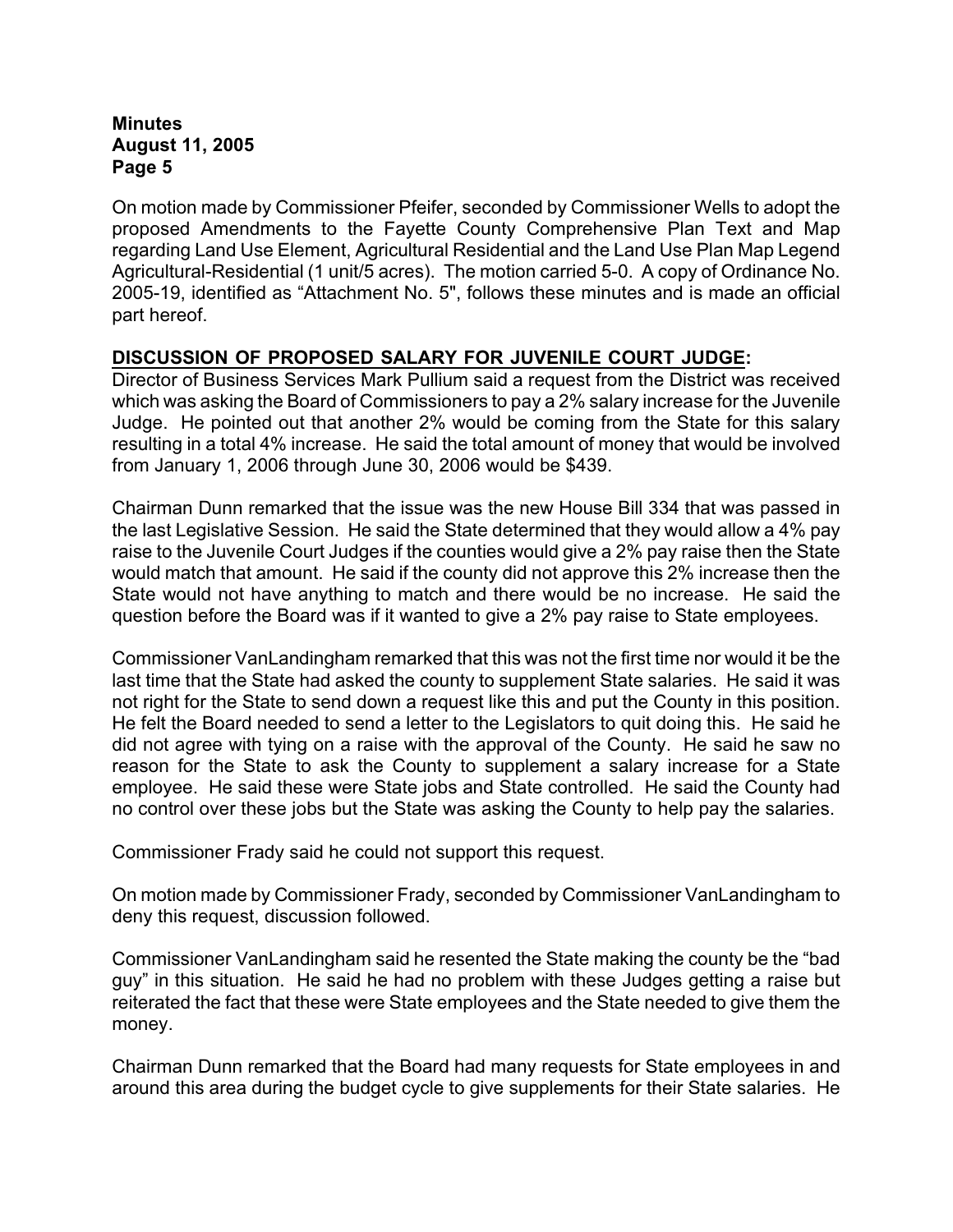On motion made by Commissioner Pfeifer, seconded by Commissioner Wells to adopt the proposed Amendments to the Fayette County Comprehensive Plan Text and Map regarding Land Use Element, Agricultural Residential and the Land Use Plan Map Legend Agricultural-Residential (1 unit/5 acres). The motion carried 5-0. A copy of Ordinance No. 2005-19, identified as "Attachment No. 5", follows these minutes and is made an official part hereof.

**DISCUSSION OF PROPOSED SALARY FOR JUVENILE COURT JUDGE:**

Director of Business Services Mark Pullium said a request from the District was received which was asking the Board of Commissioners to pay a 2% salary increase for the Juvenile Judge. He pointed out that another 2% would be coming from the State for this salary resulting in a total 4% increase. He said the total amount of money that would be involved from January 1, 2006 through June 30, 2006 would be $439.

Chairman Dunn remarked that the issue was the new House Bill 334 that was passed in the last Legislative Session. He said the State determined that they would allow a 4% pay raise to the Juvenile Court Judges if the counties would give a 2% pay raise then the State would match that amount. He said if the county did not approve this 2% increase then the State would not have anything to match and there would be no increase. He said the question before the Board was if it wanted to give a 2% pay raise to State employees.

Commissioner VanLandingham remarked that this was not the first time nor would it be the last time that the State had asked the county to supplement State salaries. He said it was not right for the State to send down a request like this and put the County in this position. He felt the Board needed to send a letter to the Legislators to quit doing this. He said he did not agree with tying on a raise with the approval of the County. He said he saw no reason for the State to ask the County to supplement a salary increase for a State employee. He said these were State jobs and State controlled. He said the County had no control over these jobs but the State was asking the County to help pay the salaries.

Commissioner Frady said he could not support this request.

On motion made by Commissioner Frady, seconded by Commissioner VanLandingham to deny this request, discussion followed.

Commissioner VanLandingham said he resented the State making the county be the "bad guy" in this situation. He said he had no problem with these Judges getting a raise but reiterated the fact that these were State employees and the State needed to give them the money.

Chairman Dunn remarked that the Board had many requests for State employees in and around this area during the budget cycle to give supplements for their State salaries. He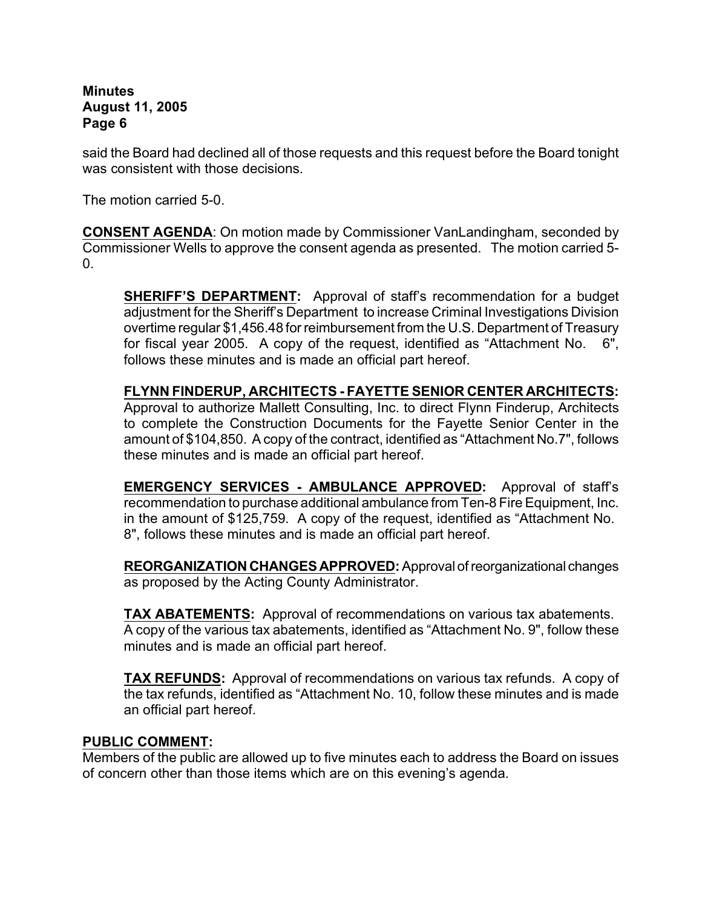said the Board had declined all of those requests and this request before the Board tonight was consistent with those decisions.

The motion carried 5-0.

**CONSENT AGENDA**: On motion made by Commissioner VanLandingham, seconded by Commissioner Wells to approve the consent agenda as presented. The motion carried 5-0.

> **SHERIFF'S DEPARTMENT:** Approval of staff's recommendation for a budget adjustment for the Sheriff's Department to increase Criminal Investigations Division overtime regular $1,456.48 for reimbursement from the U.S. Department of Treasury for fiscal year 2005. A copy of the request, identified as "Attachment No. 6", follows these minutes and is made an official part hereof.
>
> **FLYNN FINDERUP, ARCHITECTS - FAYETTE SENIOR CENTER ARCHITECTS:** Approval to authorize Mallett Consulting, Inc. to direct Flynn Finderup, Architects to complete the Construction Documents for the Fayette Senior Center in the amount of $104,850. A copy of the contract, identified as "Attachment No.7", follows these minutes and is made an official part hereof.
>
> **EMERGENCY SERVICES - AMBULANCE APPROVED:** Approval of staff's recommendation to purchase additional ambulance from Ten-8 Fire Equipment, Inc. in the amount of $125,759. A copy of the request, identified as "Attachment No. 8", follows these minutes and is made an official part hereof.
>
> **REORGANIZATION CHANGES APPROVED:** Approval of reorganizational changes as proposed by the Acting County Administrator.
>
> **TAX ABATEMENTS:** Approval of recommendations on various tax abatements. A copy of the various tax abatements, identified as "Attachment No. 9", follow these minutes and is made an official part hereof.
>
> **TAX REFUNDS:** Approval of recommendations on various tax refunds. A copy of the tax refunds, identified as "Attachment No. 10, follow these minutes and is made an official part hereof.

**PUBLIC COMMENT:**

Members of the public are allowed up to five minutes each to address the Board on issues of concern other than those items which are on this evening's agenda.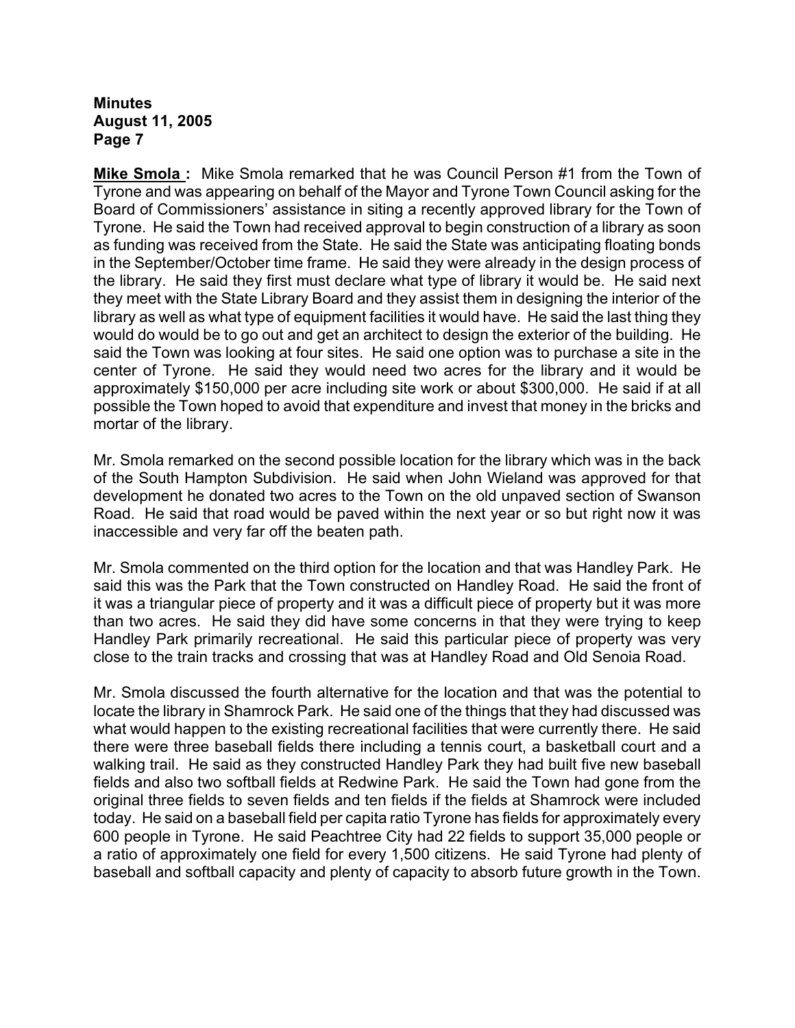**Mike Smola :** Mike Smola remarked that he was Council Person #1 from the Town of Tyrone and was appearing on behalf of the Mayor and Tyrone Town Council asking for the Board of Commissioners' assistance in siting a recently approved library for the Town of Tyrone. He said the Town had received approval to begin construction of a library as soon as funding was received from the State. He said the State was anticipating floating bonds in the September/October time frame. He said they were already in the design process of the library. He said they first must declare what type of library it would be. He said next they meet with the State Library Board and they assist them in designing the interior of the library as well as what type of equipment facilities it would have. He said the last thing they would do would be to go out and get an architect to design the exterior of the building. He said the Town was looking at four sites. He said one option was to purchase a site in the center of Tyrone. He said they would need two acres for the library and it would be approximately $150,000 per acre including site work or about $300,000. He said if at all possible the Town hoped to avoid that expenditure and invest that money in the bricks and mortar of the library.

Mr. Smola remarked on the second possible location for the library which was in the back of the South Hampton Subdivision. He said when John Wieland was approved for that development he donated two acres to the Town on the old unpaved section of Swanson Road. He said that road would be paved within the next year or so but right now it was inaccessible and very far off the beaten path.

Mr. Smola commented on the third option for the location and that was Handley Park. He said this was the Park that the Town constructed on Handley Road. He said the front of it was a triangular piece of property and it was a difficult piece of property but it was more than two acres. He said they did have some concerns in that they were trying to keep Handley Park primarily recreational. He said this particular piece of property was very close to the train tracks and crossing that was at Handley Road and Old Senoia Road.

Mr. Smola discussed the fourth alternative for the location and that was the potential to locate the library in Shamrock Park. He said one of the things that they had discussed was what would happen to the existing recreational facilities that were currently there. He said there were three baseball fields there including a tennis court, a basketball court and a walking trail. He said as they constructed Handley Park they had built five new baseball fields and also two softball fields at Redwine Park. He said the Town had gone from the original three fields to seven fields and ten fields if the fields at Shamrock were included today. He said on a baseball field per capita ratio Tyrone has fields for approximately every 600 people in Tyrone. He said Peachtree City had 22 fields to support 35,000 people or a ratio of approximately one field for every 1,500 citizens. He said Tyrone had plenty of baseball and softball capacity and plenty of capacity to absorb future growth in the Town.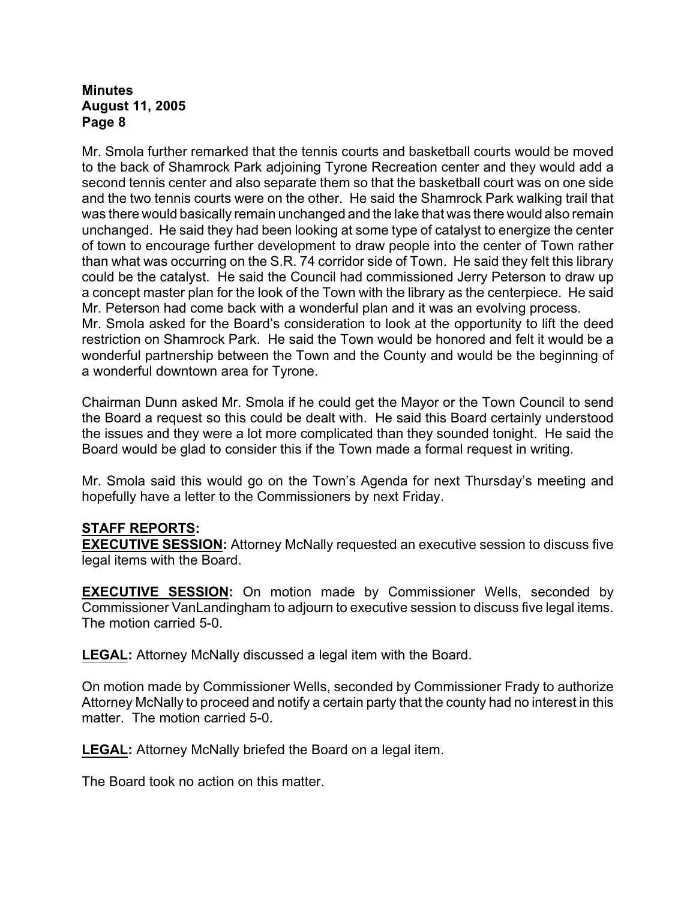Mr. Smola further remarked that the tennis courts and basketball courts would be moved to the back of Shamrock Park adjoining Tyrone Recreation center and they would add a second tennis center and also separate them so that the basketball court was on one side and the two tennis courts were on the other. He said the Shamrock Park walking trail that was there would basically remain unchanged and the lake that was there would also remain unchanged. He said they had been looking at some type of catalyst to energize the center of town to encourage further development to draw people into the center of Town rather than what was occurring on the S.R. 74 corridor side of Town. He said they felt this library could be the catalyst. He said the Council had commissioned Jerry Peterson to draw up a concept master plan for the look of the Town with the library as the centerpiece. He said Mr. Peterson had come back with a wonderful plan and it was an evolving process.
Mr. Smola asked for the Board's consideration to look at the opportunity to lift the deed restriction on Shamrock Park. He said the Town would be honored and felt it would be a wonderful partnership between the Town and the County and would be the beginning of a wonderful downtown area for Tyrone.

Chairman Dunn asked Mr. Smola if he could get the Mayor or the Town Council to send the Board a request so this could be dealt with. He said this Board certainly understood the issues and they were a lot more complicated than they sounded tonight. He said the Board would be glad to consider this if the Town made a formal request in writing.

Mr. Smola said this would go on the Town's Agenda for next Thursday's meeting and hopefully have a letter to the Commissioners by next Friday.

**STAFF REPORTS:**

**EXECUTIVE SESSION:** Attorney McNally requested an executive session to discuss five legal items with the Board.

**EXECUTIVE SESSION:** On motion made by Commissioner Wells, seconded by Commissioner VanLandingham to adjourn to executive session to discuss five legal items. The motion carried 5-0.

**LEGAL:** Attorney McNally discussed a legal item with the Board.

On motion made by Commissioner Wells, seconded by Commissioner Frady to authorize Attorney McNally to proceed and notify a certain party that the county had no interest in this matter. The motion carried 5-0.

**LEGAL:** Attorney McNally briefed the Board on a legal item.

The Board took no action on this matter.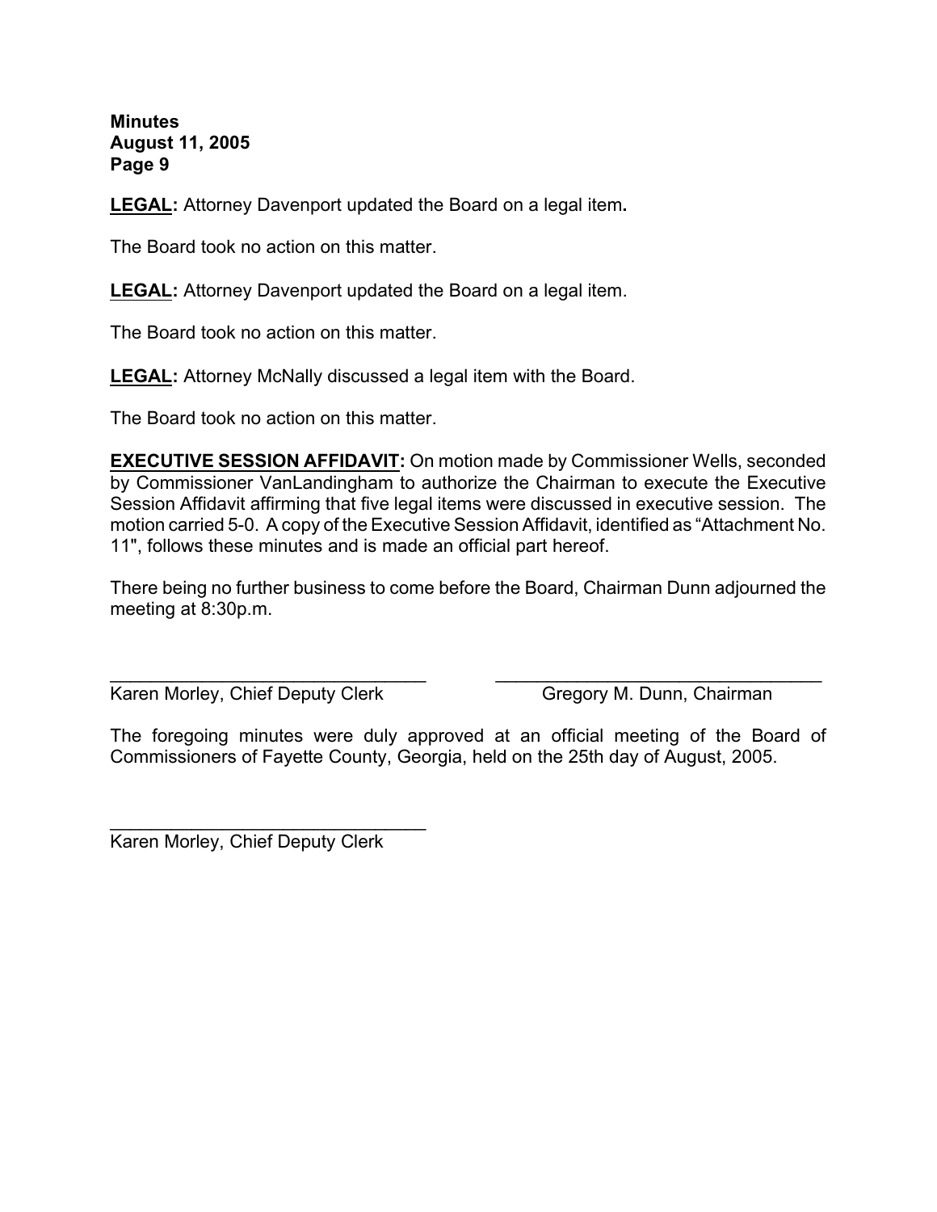**LEGAL:** Attorney Davenport updated the Board on a legal item**.**

The Board took no action on this matter.

**LEGAL:** Attorney Davenport updated the Board on a legal item.

The Board took no action on this matter.

**LEGAL:** Attorney McNally discussed a legal item with the Board.

The Board took no action on this matter.

**EXECUTIVE SESSION AFFIDAVIT:** On motion made by Commissioner Wells, seconded by Commissioner VanLandingham to authorize the Chairman to execute the Executive Session Affidavit affirming that five legal items were discussed in executive session. The motion carried 5-0. A copy of the Executive Session Affidavit, identified as "Attachment No. 11", follows these minutes and is made an official part hereof.

There being no further business to come before the Board, Chairman Dunn adjourned the meeting at 8:30p.m.

\_\_\_\_\_\_\_\_\_\_\_\_\_\_\_\_\_\_\_\_\_\_\_\_\_\_\_\_\_\_\_\_ \_\_\_\_\_\_\_\_\_\_\_\_\_\_\_\_\_\_\_\_\_\_\_\_\_\_\_\_\_\_\_\_

Karen Morley, Chief Deputy Clerk Gregory M. Dunn, Chairman

The foregoing minutes were duly approved at an official meeting of the Board of Commissioners of Fayette County, Georgia, held on the 25th day of August, 2005.

\_\_\_\_\_\_\_\_\_\_\_\_\_\_\_\_\_\_\_\_\_\_\_\_\_\_\_\_\_\_\_\_

Karen Morley, Chief Deputy Clerk